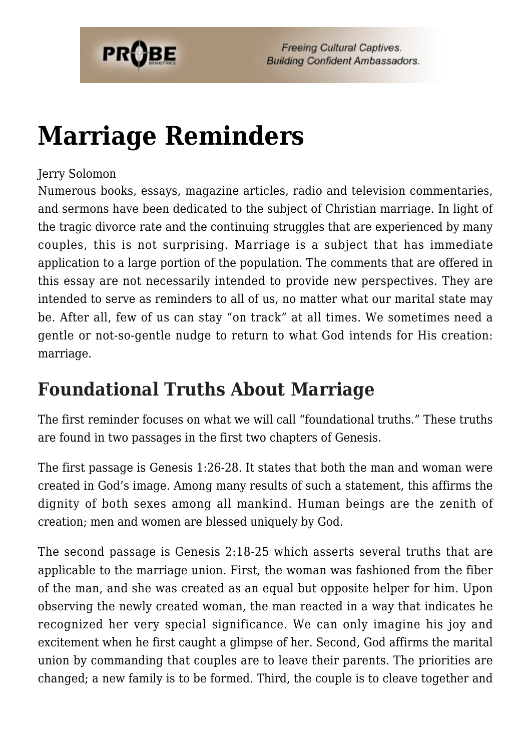# Marriage Reminders

Jerry Solomon

Numerous books, essays, magazine articles, radio and television commentaries, and sermons have been dedicated to the subject of Christian marriage. In light of the tragic divorce rate and the continuing struggles that are experienced by many couples, this is not surprising. Marriage is a subject that has immediate application to a large portion of the population. The comments that are offered in this essay are not necessarily intended to provide new perspectives. They are intended to serve as reminders to all of us, no matter what our marital state may be. After all, few of us can stay "on track" at all times. We sometimes need a gentle or not-so-gentle nudge to return to what God intends for His creation: marriage.

## Foundational Truths About Marriage

The first reminder focuses on what we will call "foundational truths." These truths are found in two passages in the first two chapters of Genesis.

The first passage is Genesis 1:26-28. It states that both the man and woman were created in God's image. Among many results of such a statement, this affirms the dignity of both sexes among all mankind. Human beings are the zenith of creation; men and women are blessed uniquely by God.

The second passage is Genesis 2:18-25 which asserts several truths that are applicable to the marriage union. First, the woman was fashioned from the fiber of the man, and she was created as an equal but opposite helper for him. Upon observing the newly created woman, the man reacted in a way that indicates he recognized her very special significance. We can only imagine his joy and excitement when he first caught a glimpse of her. Second, God affirms the marital union by commanding that couples are to leave their parents. The priorities are changed; a new family is to be formed. Third, the couple is to cleave together and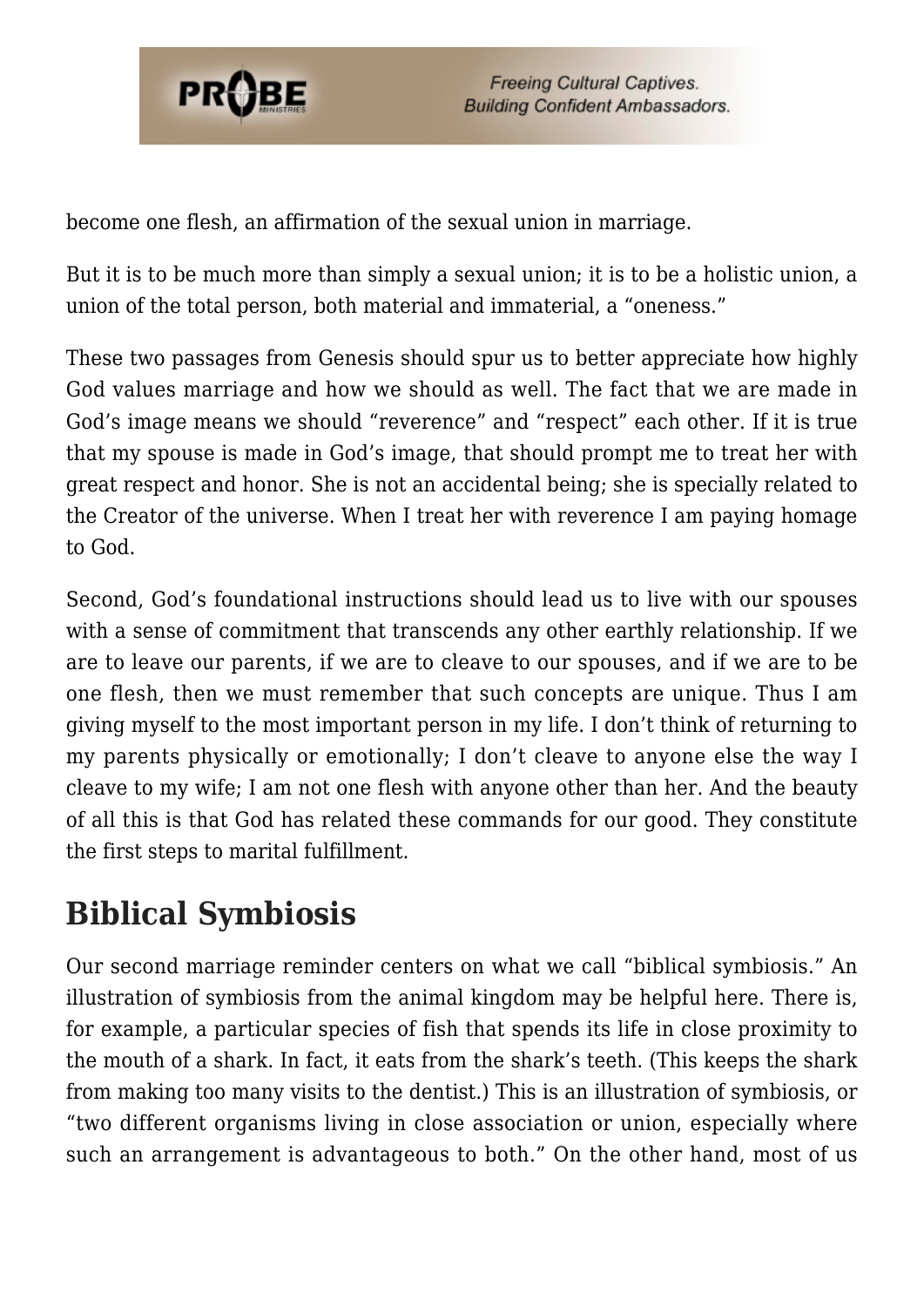become one flesh, an affirmation of the sexual union in marriage.

But it is to be much more than simply a sexual union; it is to be a holistic union, a union of the total person, both material and immaterial, a "oneness."

These two passages from Genesis should spur us to better appreciate how highly God values marriage and how we should as well. The fact that we are made in God's image means we should "reverence" and "respect" each other. If it is true that my spouse is made in God's image, that should prompt me to treat her with great respect and honor. She is not an accidental being; she is specially related to the Creator of the universe. When I treat her with reverence I am paying homage to God.

Second, God's foundational instructions should lead us to live with our spouses with a sense of commitment that transcends any other earthly relationship. If we are to leave our parents, if we are to cleave to our spouses, and if we are to be one flesh, then we must remember that such concepts are unique. Thus I am giving myself to the most important person in my life. I don't think of returning to my parents physically or emotionally; I don't cleave to anyone else the way I cleave to my wife; I am not one flesh with anyone other than her. And the beauty of all this is that God has related these commands for our good. They constitute the first steps to marital fulfillment.

## Biblical Symbiosis

Our second marriage reminder centers on what we call "biblical symbiosis." An illustration of symbiosis from the animal kingdom may be helpful here. There is, for example, a particular species of fish that spends its life in close proximity to the mouth of a shark. In fact, it eats from the shark's teeth. (This keeps the shark from making too many visits to the dentist.) This is an illustration of symbiosis, or "two different organisms living in close association or union, especially where such an arrangement is advantageous to both." On the other hand, most of us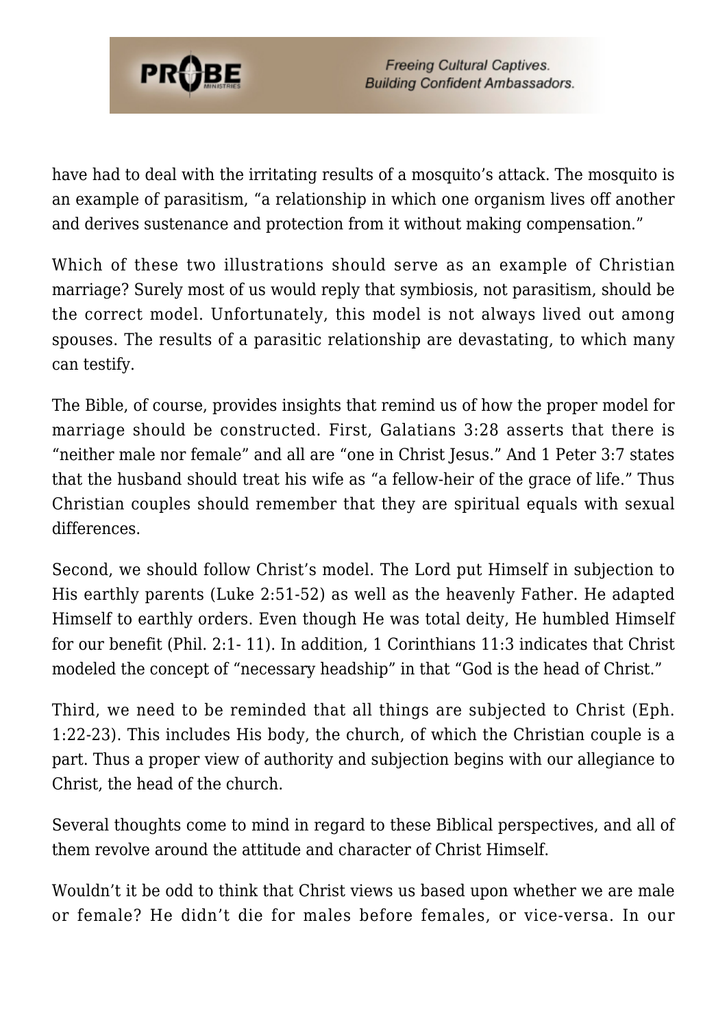have had to deal with the irritating results of a mosquito's attack. The mosquito is an example of parasitism, "a relationship in which one organism lives off another and derives sustenance and protection from it without making compensation."

Which of these two illustrations should serve as an example of Christian marriage? Surely most of us would reply that symbiosis, not parasitism, should be the correct model. Unfortunately, this model is not always lived out among spouses. The results of a parasitic relationship are devastating, to which many can testify.

The Bible, of course, provides insights that remind us of how the proper model for marriage should be constructed. First, Galatians 3:28 asserts that there is "neither male nor female" and all are "one in Christ Jesus." And 1 Peter 3:7 states that the husband should treat his wife as "a fellow-heir of the grace of life." Thus Christian couples should remember that they are spiritual equals with sexual differences.

Second, we should follow Christ's model. The Lord put Himself in subjection to His earthly parents (Luke 2:51-52) as well as the heavenly Father. He adapted Himself to earthly orders. Even though He was total deity, He humbled Himself for our benefit (Phil. 2:1- 11). In addition, 1 Corinthians 11:3 indicates that Christ modeled the concept of "necessary headship" in that "God is the head of Christ."

Third, we need to be reminded that all things are subjected to Christ (Eph. 1:22-23). This includes His body, the church, of which the Christian couple is a part. Thus a proper view of authority and subjection begins with our allegiance to Christ, the head of the church.

Several thoughts come to mind in regard to these Biblical perspectives, and all of them revolve around the attitude and character of Christ Himself.

Wouldn't it be odd to think that Christ views us based upon whether we are male or female? He didn't die for males before females, or vice-versa. In our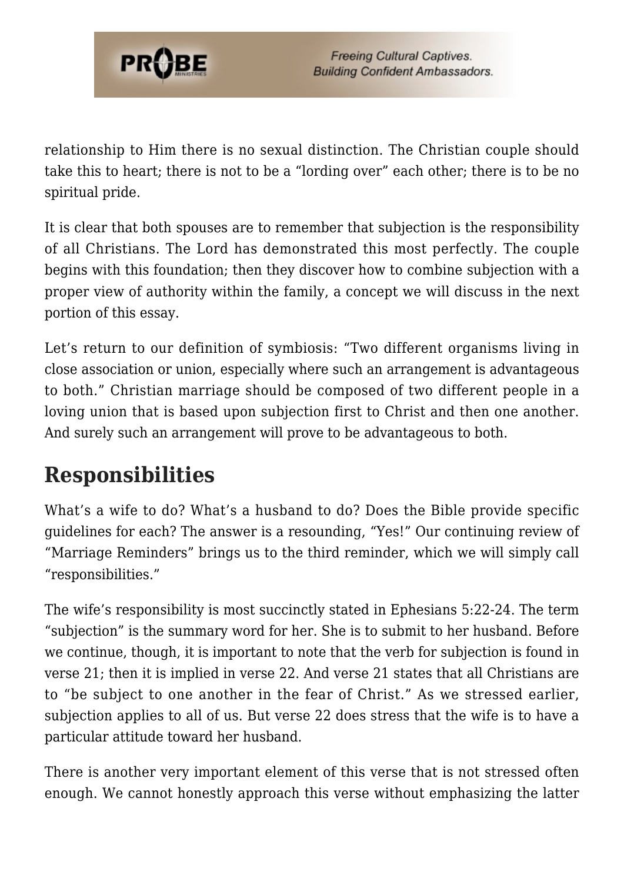relationship to Him there is no sexual distinction. The Christian couple should take this to heart; there is not to be a "lording over" each other; there is to be no spiritual pride.

It is clear that both spouses are to remember that subjection is the responsibility of all Christians. The Lord has demonstrated this most perfectly. The couple begins with this foundation; then they discover how to combine subjection with a proper view of authority within the family, a concept we will discuss in the next portion of this essay.

Let's return to our definition of symbiosis: "Two different organisms living in close association or union, especially where such an arrangement is advantageous to both." Christian marriage should be composed of two different people in a loving union that is based upon subjection first to Christ and then one another. And surely such an arrangement will prove to be advantageous to both.

## Responsibilities

What's a wife to do? What's a husband to do? Does the Bible provide specific guidelines for each? The answer is a resounding, "Yes!" Our continuing review of "Marriage Reminders" brings us to the third reminder, which we will simply call "responsibilities."

The wife's responsibility is most succinctly stated in Ephesians 5:22-24. The term "subjection" is the summary word for her. She is to submit to her husband. Before we continue, though, it is important to note that the verb for subjection is found in verse 21; then it is implied in verse 22. And verse 21 states that all Christians are to "be subject to one another in the fear of Christ." As we stressed earlier, subjection applies to all of us. But verse 22 does stress that the wife is to have a particular attitude toward her husband.

There is another very important element of this verse that is not stressed often enough. We cannot honestly approach this verse without emphasizing the latter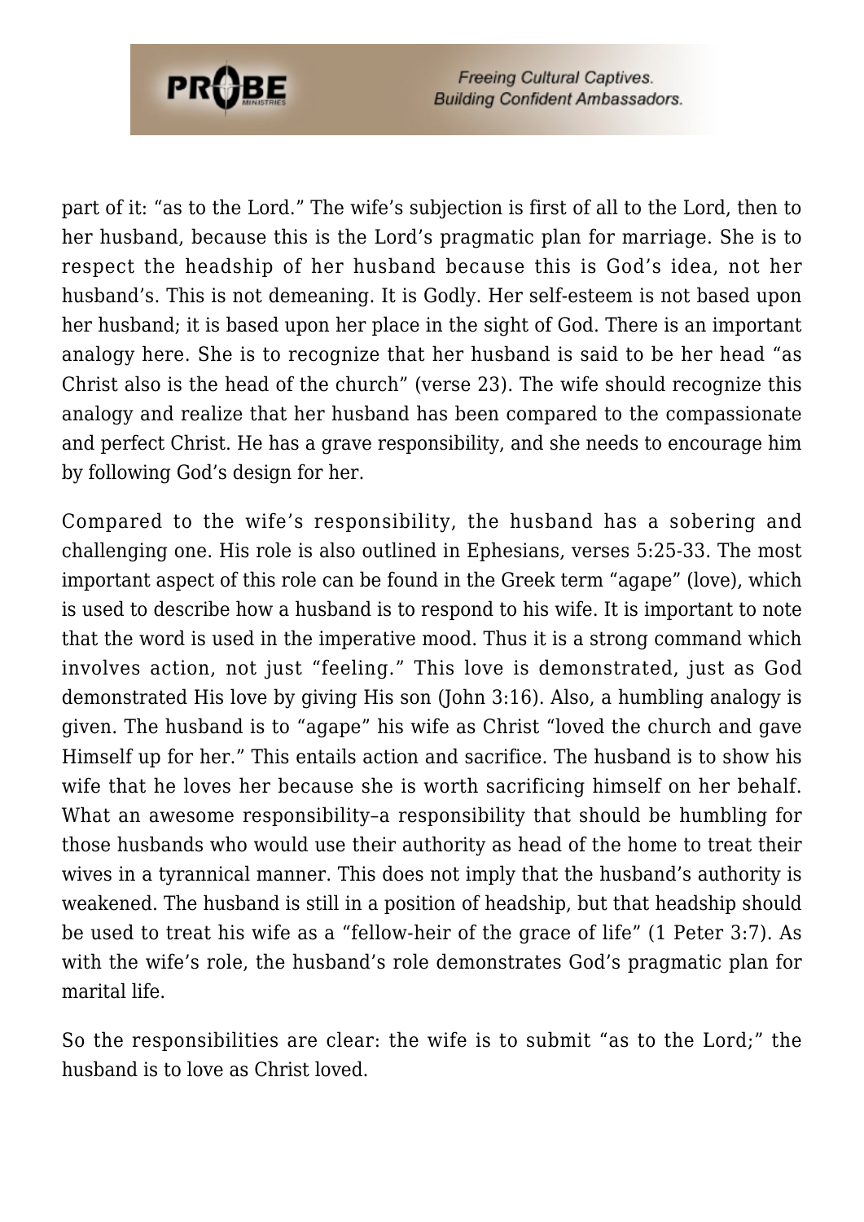part of it: “as to the Lord.” The wife’s subjection is first of all to the Lord, then to her husband, because this is the Lord’s pragmatic plan for marriage. She is to respect the headship of her husband because this is God’s idea, not her husband’s. This is not demeaning. It is Godly. Her self-esteem is not based upon her husband; it is based upon her place in the sight of God. There is an important analogy here. She is to recognize that her husband is said to be her head “as Christ also is the head of the church” (verse 23). The wife should recognize this analogy and realize that her husband has been compared to the compassionate and perfect Christ. He has a grave responsibility, and she needs to encourage him by following God’s design for her.

Compared to the wife’s responsibility, the husband has a sobering and challenging one. His role is also outlined in Ephesians, verses 5:25-33. The most important aspect of this role can be found in the Greek term “agape” (love), which is used to describe how a husband is to respond to his wife. It is important to note that the word is used in the imperative mood. Thus it is a strong command which involves action, not just “feeling.” This love is demonstrated, just as God demonstrated His love by giving His son (John 3:16). Also, a humbling analogy is given. The husband is to “agape” his wife as Christ “loved the church and gave Himself up for her.” This entails action and sacrifice. The husband is to show his wife that he loves her because she is worth sacrificing himself on her behalf. What an awesome responsibility–a responsibility that should be humbling for those husbands who would use their authority as head of the home to treat their wives in a tyrannical manner. This does not imply that the husband’s authority is weakened. The husband is still in a position of headship, but that headship should be used to treat his wife as a “fellow-heir of the grace of life” (1 Peter 3:7). As with the wife’s role, the husband’s role demonstrates God’s pragmatic plan for marital life.

So the responsibilities are clear: the wife is to submit “as to the Lord;” the husband is to love as Christ loved.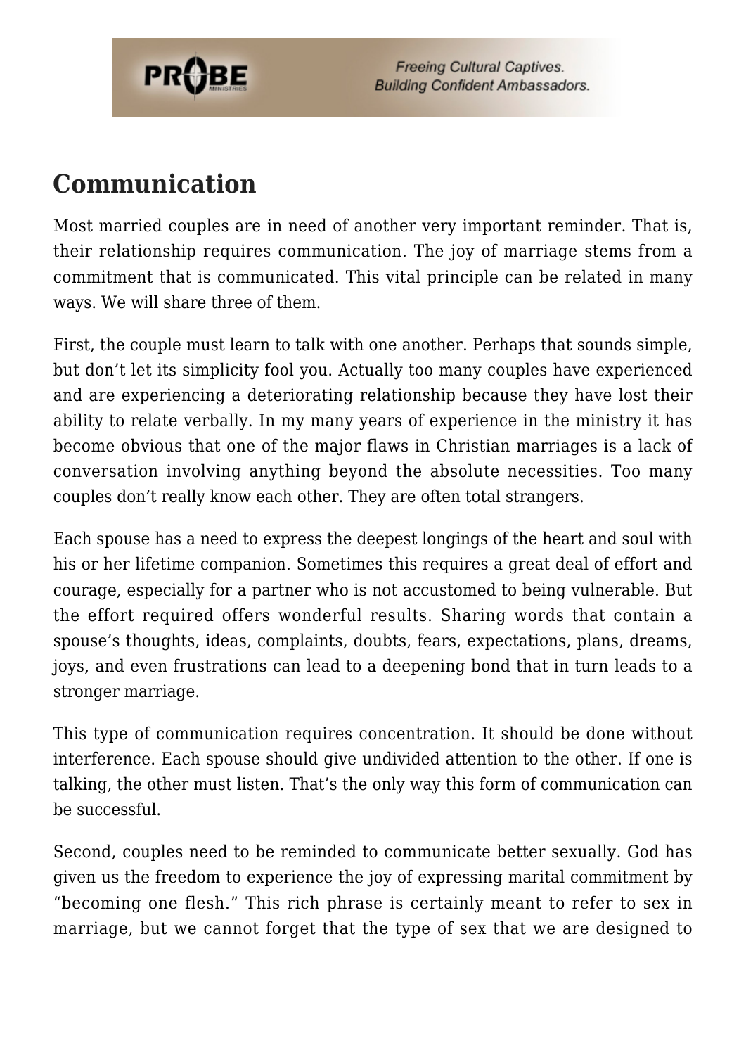## Communication

Most married couples are in need of another very important reminder. That is, their relationship requires communication. The joy of marriage stems from a commitment that is communicated. This vital principle can be related in many ways. We will share three of them.

First, the couple must learn to talk with one another. Perhaps that sounds simple, but don't let its simplicity fool you. Actually too many couples have experienced and are experiencing a deteriorating relationship because they have lost their ability to relate verbally. In my many years of experience in the ministry it has become obvious that one of the major flaws in Christian marriages is a lack of conversation involving anything beyond the absolute necessities. Too many couples don't really know each other. They are often total strangers.

Each spouse has a need to express the deepest longings of the heart and soul with his or her lifetime companion. Sometimes this requires a great deal of effort and courage, especially for a partner who is not accustomed to being vulnerable. But the effort required offers wonderful results. Sharing words that contain a spouse's thoughts, ideas, complaints, doubts, fears, expectations, plans, dreams, joys, and even frustrations can lead to a deepening bond that in turn leads to a stronger marriage.

This type of communication requires concentration. It should be done without interference. Each spouse should give undivided attention to the other. If one is talking, the other must listen. That's the only way this form of communication can be successful.

Second, couples need to be reminded to communicate better sexually. God has given us the freedom to experience the joy of expressing marital commitment by "becoming one flesh." This rich phrase is certainly meant to refer to sex in marriage, but we cannot forget that the type of sex that we are designed to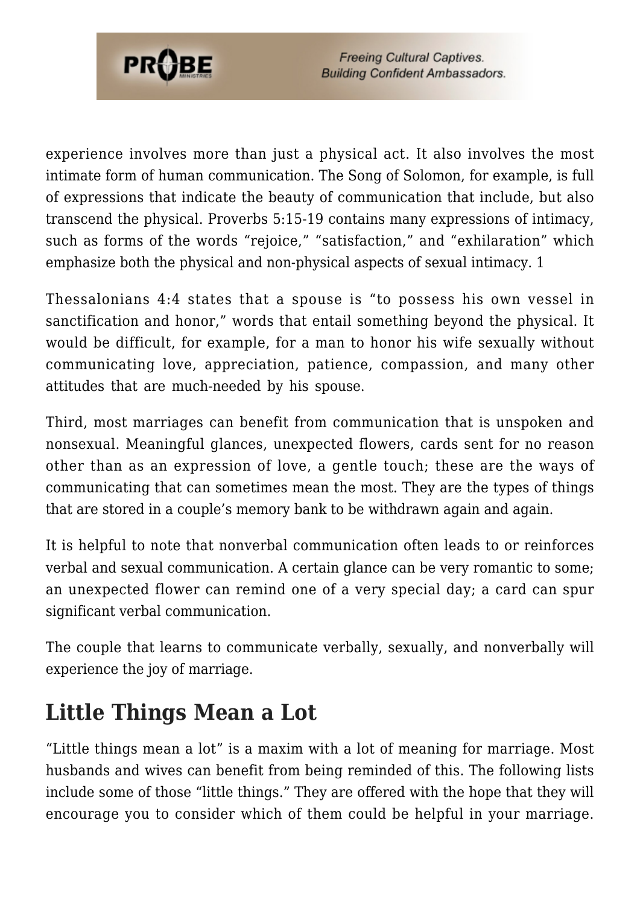experience involves more than just a physical act. It also involves the most intimate form of human communication. The Song of Solomon, for example, is full of expressions that indicate the beauty of communication that include, but also transcend the physical. Proverbs 5:15-19 contains many expressions of intimacy, such as forms of the words "rejoice," "satisfaction," and "exhilaration" which emphasize both the physical and non-physical aspects of sexual intimacy. 1

Thessalonians 4:4 states that a spouse is "to possess his own vessel in sanctification and honor," words that entail something beyond the physical. It would be difficult, for example, for a man to honor his wife sexually without communicating love, appreciation, patience, compassion, and many other attitudes that are much-needed by his spouse.

Third, most marriages can benefit from communication that is unspoken and nonsexual. Meaningful glances, unexpected flowers, cards sent for no reason other than as an expression of love, a gentle touch; these are the ways of communicating that can sometimes mean the most. They are the types of things that are stored in a couple's memory bank to be withdrawn again and again.

It is helpful to note that nonverbal communication often leads to or reinforces verbal and sexual communication. A certain glance can be very romantic to some; an unexpected flower can remind one of a very special day; a card can spur significant verbal communication.

The couple that learns to communicate verbally, sexually, and nonverbally will experience the joy of marriage.

## Little Things Mean a Lot

"Little things mean a lot" is a maxim with a lot of meaning for marriage. Most husbands and wives can benefit from being reminded of this. The following lists include some of those "little things." They are offered with the hope that they will encourage you to consider which of them could be helpful in your marriage.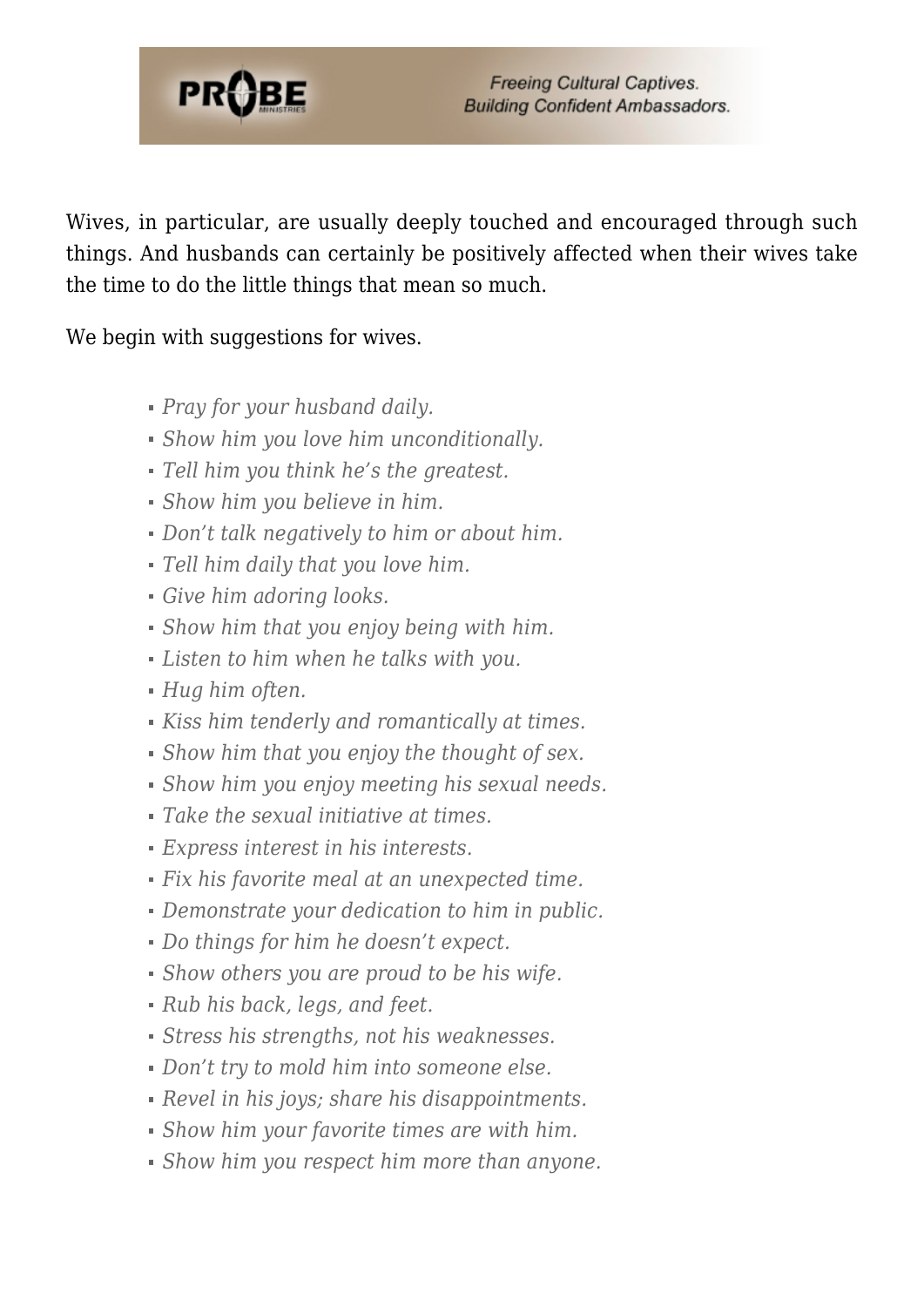Wives, in particular, are usually deeply touched and encouraged through such things. And husbands can certainly be positively affected when their wives take the time to do the little things that mean so much.

We begin with suggestions for wives.

- *Pray for your husband daily.*
- *Show him you love him unconditionally.*
- *Tell him you think he's the greatest.*
- *Show him you believe in him.*
- *Don't talk negatively to him or about him.*
- *Tell him daily that you love him.*
- *Give him adoring looks.*
- *Show him that you enjoy being with him.*
- *Listen to him when he talks with you.*
- *Hug him often.*
- *Kiss him tenderly and romantically at times.*
- *Show him that you enjoy the thought of sex.*
- *Show him you enjoy meeting his sexual needs.*
- *Take the sexual initiative at times.*
- *Express interest in his interests.*
- *Fix his favorite meal at an unexpected time.*
- *Demonstrate your dedication to him in public.*
- *Do things for him he doesn't expect.*
- *Show others you are proud to be his wife.*
- *Rub his back, legs, and feet.*
- *Stress his strengths, not his weaknesses.*
- *Don't try to mold him into someone else.*
- *Revel in his joys; share his disappointments.*
- *Show him your favorite times are with him.*
- *Show him you respect him more than anyone.*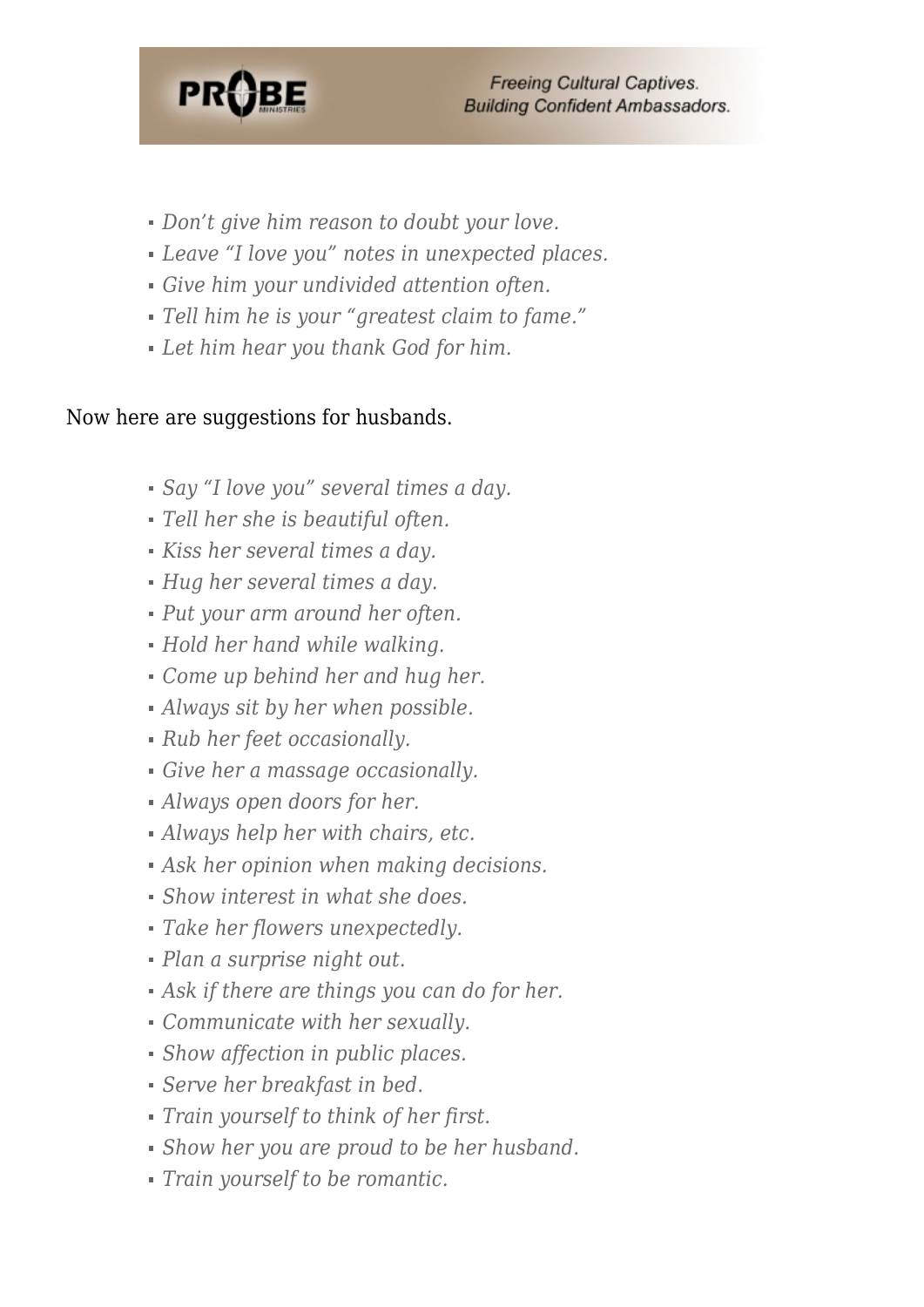- *Don't give him reason to doubt your love.*
- *Leave "I love you" notes in unexpected places.*
- *Give him your undivided attention often.*
- *Tell him he is your "greatest claim to fame."*
- *Let him hear you thank God for him.*

Now here are suggestions for husbands.

- *Say "I love you" several times a day.*
- *Tell her she is beautiful often.*
- *Kiss her several times a day.*
- *Hug her several times a day.*
- *Put your arm around her often.*
- *Hold her hand while walking.*
- *Come up behind her and hug her.*
- *Always sit by her when possible.*
- *Rub her feet occasionally.*
- *Give her a massage occasionally.*
- *Always open doors for her.*
- *Always help her with chairs, etc.*
- *Ask her opinion when making decisions.*
- *Show interest in what she does.*
- *Take her flowers unexpectedly.*
- *Plan a surprise night out.*
- *Ask if there are things you can do for her.*
- *Communicate with her sexually.*
- *Show affection in public places.*
- *Serve her breakfast in bed.*
- *Train yourself to think of her first.*
- *Show her you are proud to be her husband.*
- *Train yourself to be romantic.*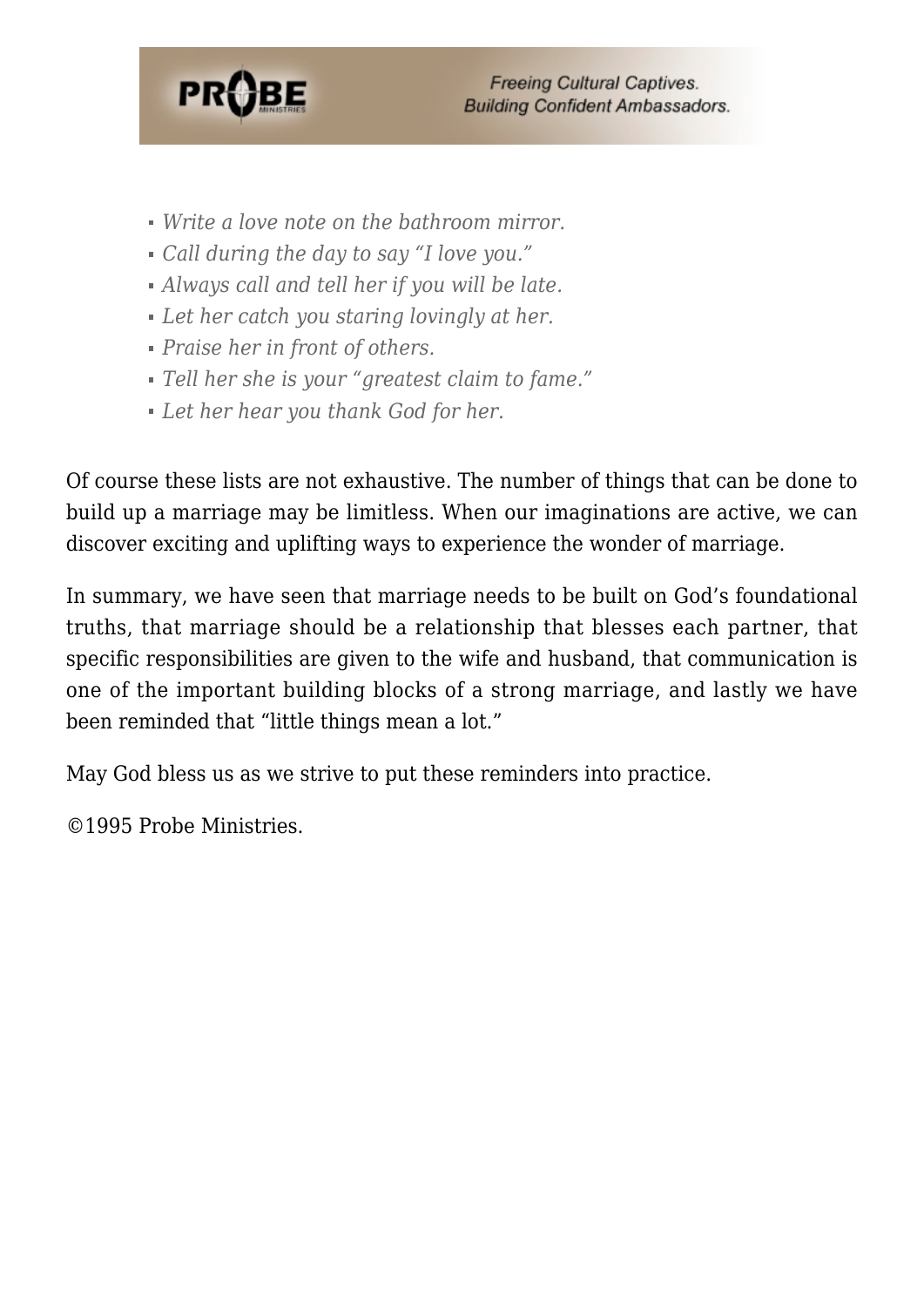- *Write a love note on the bathroom mirror.*
- *Call during the day to say "I love you."*
- *Always call and tell her if you will be late.*
- *Let her catch you staring lovingly at her.*
- *Praise her in front of others.*
- *Tell her she is your "greatest claim to fame."*
- *Let her hear you thank God for her.*

Of course these lists are not exhaustive. The number of things that can be done to build up a marriage may be limitless. When our imaginations are active, we can discover exciting and uplifting ways to experience the wonder of marriage.

In summary, we have seen that marriage needs to be built on God's foundational truths, that marriage should be a relationship that blesses each partner, that specific responsibilities are given to the wife and husband, that communication is one of the important building blocks of a strong marriage, and lastly we have been reminded that "little things mean a lot."

May God bless us as we strive to put these reminders into practice.

©1995 Probe Ministries.